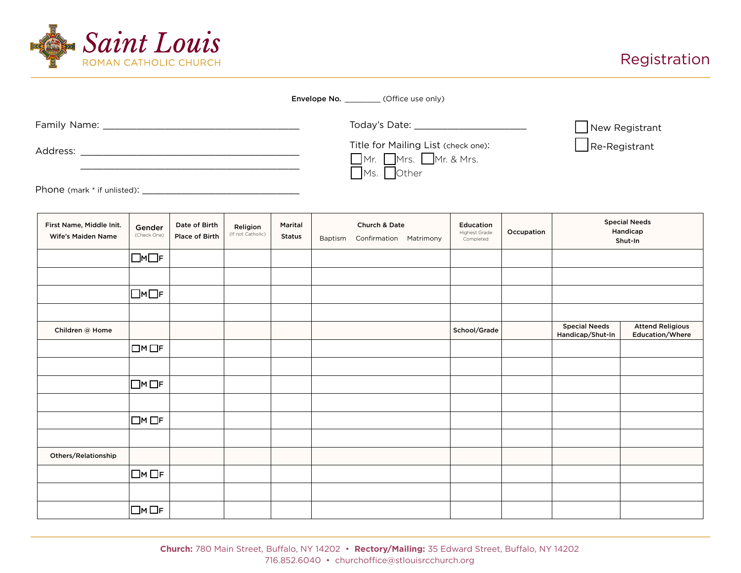# Saint Louis
ROMAN CATHOLIC CHURCH

## Registration

**Envelope No.** ________ (Office use only)

Family Name: ____________________________________

Address: ____________________________________
____________________________________

Phone (mark * if unlisted): ______________________________

Today's Date: ____________________

Title for Mailing List (check one):
☐ Mr. ☐ Mrs. ☐ Mr. & Mrs.
☐ Ms. ☐ Other

☐ New Registrant
☐ Re-Registrant

| First Name, Middle Init. Wife's Maiden Name | Gender (Check One) | Date of Birth Place of Birth | Religion (If not Catholic) | Marital Status | Church & Date: Baptism Confirmation Matrimony | Education Highest Grade Completed | Occupation | Special Needs Handicap Shut-In | |
|---|---|---|---|---|---|---|---|---|---|
| | ☐M ☐F | | | | | | | | |
| | | | | | | | | | |
| | ☐M ☐F | | | | | | | | |
| | | | | | | | | | |
| Children @ Home | | | | | | School/Grade | | Special Needs Handicap/Shut-In | Attend Religious Education/Where |
| | ☐M ☐F | | | | | | | | |
| | | | | | | | | | |
| | ☐M ☐F | | | | | | | | |
| | | | | | | | | | |
| | ☐M ☐F | | | | | | | | |
| | | | | | | | | | |
| Others/Relationship | | | | | | | | | |
| | ☐M ☐F | | | | | | | | |
| | | | | | | | | | |
| | ☐M ☐F | | | | | | | | |

**Church:** 780 Main Street, Buffalo, NY 14202 • **Rectory/Mailing:** 35 Edward Street, Buffalo, NY 14202
716.852.6040 • churchoffice@stlouisrcchurch.org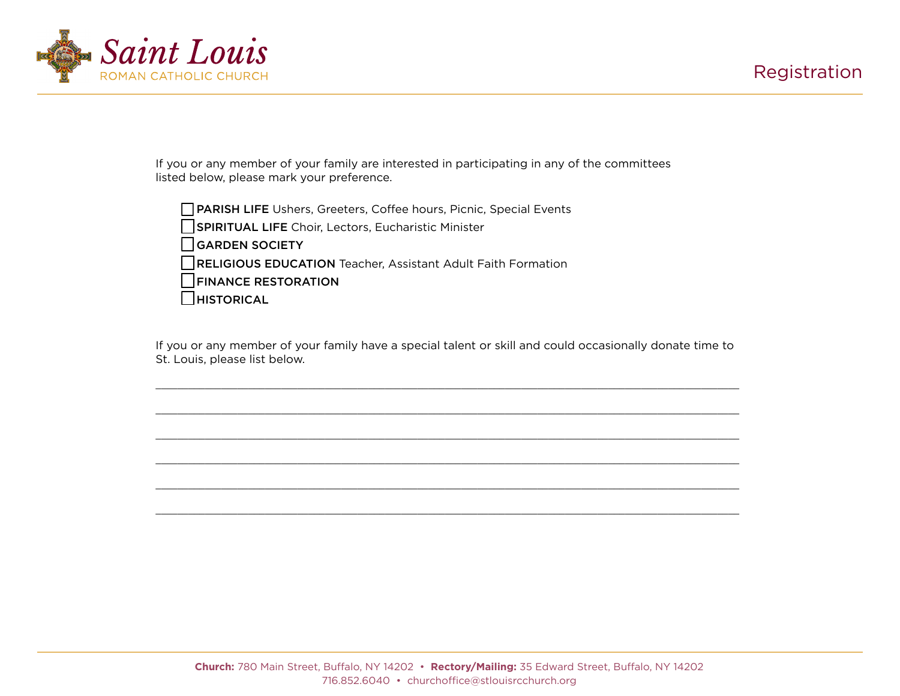If you or any member of your family are interested in participating in any of the committees listed below, please mark your preference.

- ☐ **PARISH LIFE** Ushers, Greeters, Coffee hours, Picnic, Special Events
- ☐ **SPIRITUAL LIFE** Choir, Lectors, Eucharistic Minister
- ☐ **GARDEN SOCIETY**
- ☐ **RELIGIOUS EDUCATION** Teacher, Assistant Adult Faith Formation
- ☐ **FINANCE RESTORATION**
- ☐ **HISTORICAL**

If you or any member of your family have a special talent or skill and could occasionally donate time to St. Louis, please list below.

______________________________________________________________________________

______________________________________________________________________________

______________________________________________________________________________

______________________________________________________________________________

______________________________________________________________________________

______________________________________________________________________________